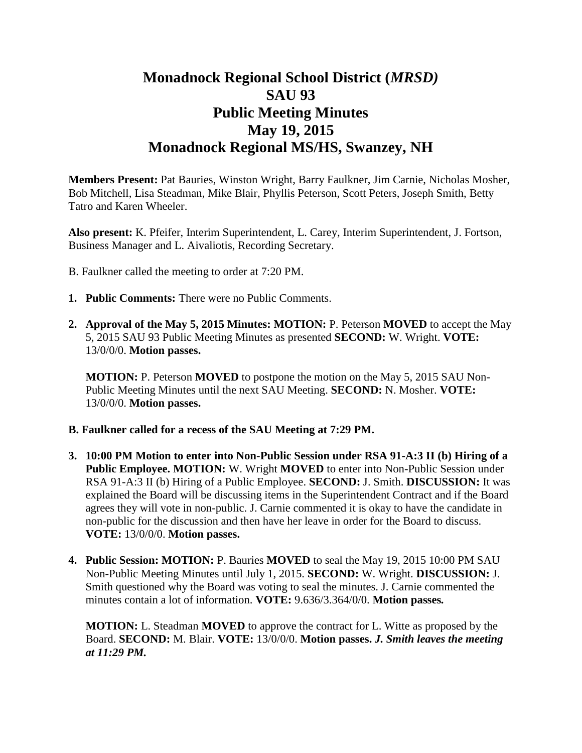# Monadnock Regional School District (*MRSD)*
# SAU 93
# Public Meeting Minutes
# May 19, 2015
# Monadnock Regional MS/HS, Swanzey, NH

**Members Present:** Pat Bauries, Winston Wright, Barry Faulkner, Jim Carnie, Nicholas Mosher, Bob Mitchell, Lisa Steadman, Mike Blair, Phyllis Peterson, Scott Peters, Joseph Smith, Betty Tatro and Karen Wheeler.

**Also present:** K. Pfeifer, Interim Superintendent, L. Carey, Interim Superintendent, J. Fortson, Business Manager and L. Aivaliotis, Recording Secretary.

B. Faulkner called the meeting to order at 7:20 PM.

1. **Public Comments:** There were no Public Comments.

2. **Approval of the May 5, 2015 Minutes: MOTION:** P. Peterson **MOVED** to accept the May 5, 2015 SAU 93 Public Meeting Minutes as presented **SECOND:** W. Wright. **VOTE:** 13/0/0/0. **Motion passes.**

   **MOTION:** P. Peterson **MOVED** to postpone the motion on the May 5, 2015 SAU Non-Public Meeting Minutes until the next SAU Meeting. **SECOND:** N. Mosher. **VOTE:** 13/0/0/0. **Motion passes.**

**B. Faulkner called for a recess of the SAU Meeting at 7:29 PM.**

3. **10:00 PM Motion to enter into Non-Public Session under RSA 91-A:3 II (b) Hiring of a Public Employee. MOTION:** W. Wright **MOVED** to enter into Non-Public Session under RSA 91-A:3 II (b) Hiring of a Public Employee. **SECOND:** J. Smith. **DISCUSSION:** It was explained the Board will be discussing items in the Superintendent Contract and if the Board agrees they will vote in non-public. J. Carnie commented it is okay to have the candidate in non-public for the discussion and then have her leave in order for the Board to discuss. **VOTE:** 13/0/0/0. **Motion passes.**

4. **Public Session: MOTION:** P. Bauries **MOVED** to seal the May 19, 2015 10:00 PM SAU Non-Public Meeting Minutes until July 1, 2015. **SECOND:** W. Wright. **DISCUSSION:** J. Smith questioned why the Board was voting to seal the minutes. J. Carnie commented the minutes contain a lot of information. **VOTE:** 9.636/3.364/0/0. **Motion passes.**

   **MOTION:** L. Steadman **MOVED** to approve the contract for L. Witte as proposed by the Board. **SECOND:** M. Blair. **VOTE:** 13/0/0/0. **Motion passes.** ***J. Smith leaves the meeting at 11:29 PM.***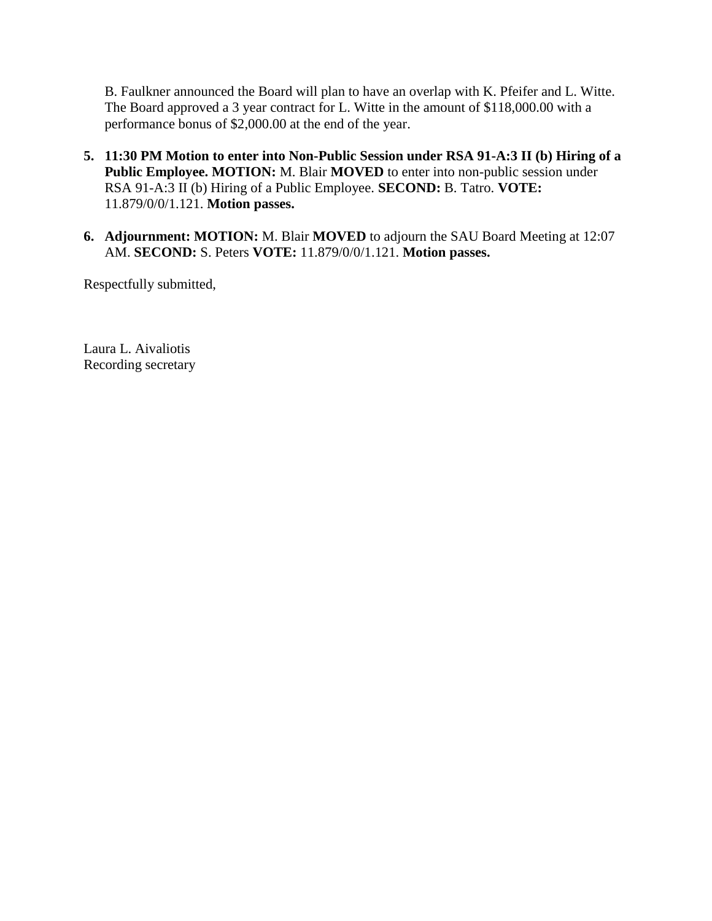B. Faulkner announced the Board will plan to have an overlap with K. Pfeifer and L. Witte. The Board approved a 3 year contract for L. Witte in the amount of $118,000.00 with a performance bonus of $2,000.00 at the end of the year.

5. **11:30 PM Motion to enter into Non-Public Session under RSA 91-A:3 II (b) Hiring of a Public Employee. MOTION:** M. Blair **MOVED** to enter into non-public session under RSA 91-A:3 II (b) Hiring of a Public Employee. **SECOND:** B. Tatro. **VOTE:** 11.879/0/0/1.121. **Motion passes.**

6. **Adjournment: MOTION:** M. Blair **MOVED** to adjourn the SAU Board Meeting at 12:07 AM. **SECOND:** S. Peters **VOTE:** 11.879/0/0/1.121. **Motion passes.**

Respectfully submitted,

Laura L. Aivaliotis
Recording secretary